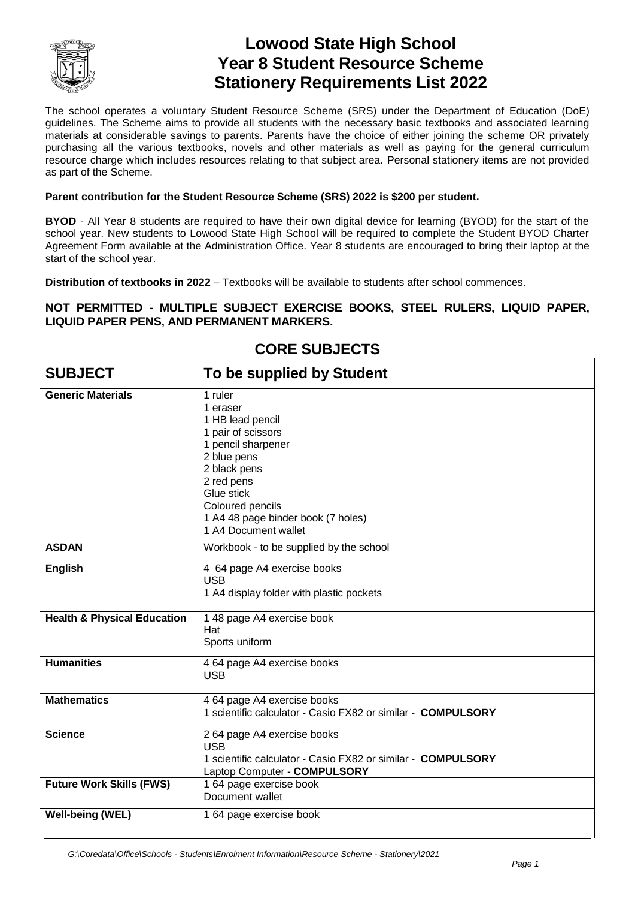# Lowood State High School
# Year 8 Student Resource Scheme
# Stationery Requirements List 2022

The school operates a voluntary Student Resource Scheme (SRS) under the Department of Education (DoE) guidelines. The Scheme aims to provide all students with the necessary basic textbooks and associated learning materials at considerable savings to parents. Parents have the choice of either joining the scheme OR privately purchasing all the various textbooks, novels and other materials as well as paying for the general curriculum resource charge which includes resources relating to that subject area. Personal stationery items are not provided as part of the Scheme.

**Parent contribution for the Student Resource Scheme (SRS) 2022 is $200 per student.**

**BYOD** - All Year 8 students are required to have their own digital device for learning (BYOD) for the start of the school year. New students to Lowood State High School will be required to complete the Student BYOD Charter Agreement Form available at the Administration Office. Year 8 students are encouraged to bring their laptop at the start of the school year.

**Distribution of textbooks in 2022** – Textbooks will be available to students after school commences.

**NOT PERMITTED - MULTIPLE SUBJECT EXERCISE BOOKS, STEEL RULERS, LIQUID PAPER, LIQUID PAPER PENS, AND PERMANENT MARKERS.**

## CORE SUBJECTS

| SUBJECT | To be supplied by Student |
|---|---|
| **Generic Materials** | 1 ruler<br>1 eraser<br>1 HB lead pencil<br>1 pair of scissors<br>1 pencil sharpener<br>2 blue pens<br>2 black pens<br>2 red pens<br>Glue stick<br>Coloured pencils<br>1 A4 48 page binder book (7 holes)<br>1 A4 Document wallet |
| **ASDAN** | Workbook - to be supplied by the school |
| **English** | 4 64 page A4 exercise books<br>USB<br>1 A4 display folder with plastic pockets |
| **Health & Physical Education** | 1 48 page A4 exercise book<br>Hat<br>Sports uniform |
| **Humanities** | 4 64 page A4 exercise books<br>USB |
| **Mathematics** | 4 64 page A4 exercise books<br>1 scientific calculator - Casio FX82 or similar - **COMPULSORY** |
| **Science** | 2 64 page A4 exercise books<br>USB<br>1 scientific calculator - Casio FX82 or similar - **COMPULSORY**<br>Laptop Computer - **COMPULSORY** |
| **Future Work Skills (FWS)** | 1 64 page exercise book<br>Document wallet |
| **Well-being (WEL)** | 1 64 page exercise book |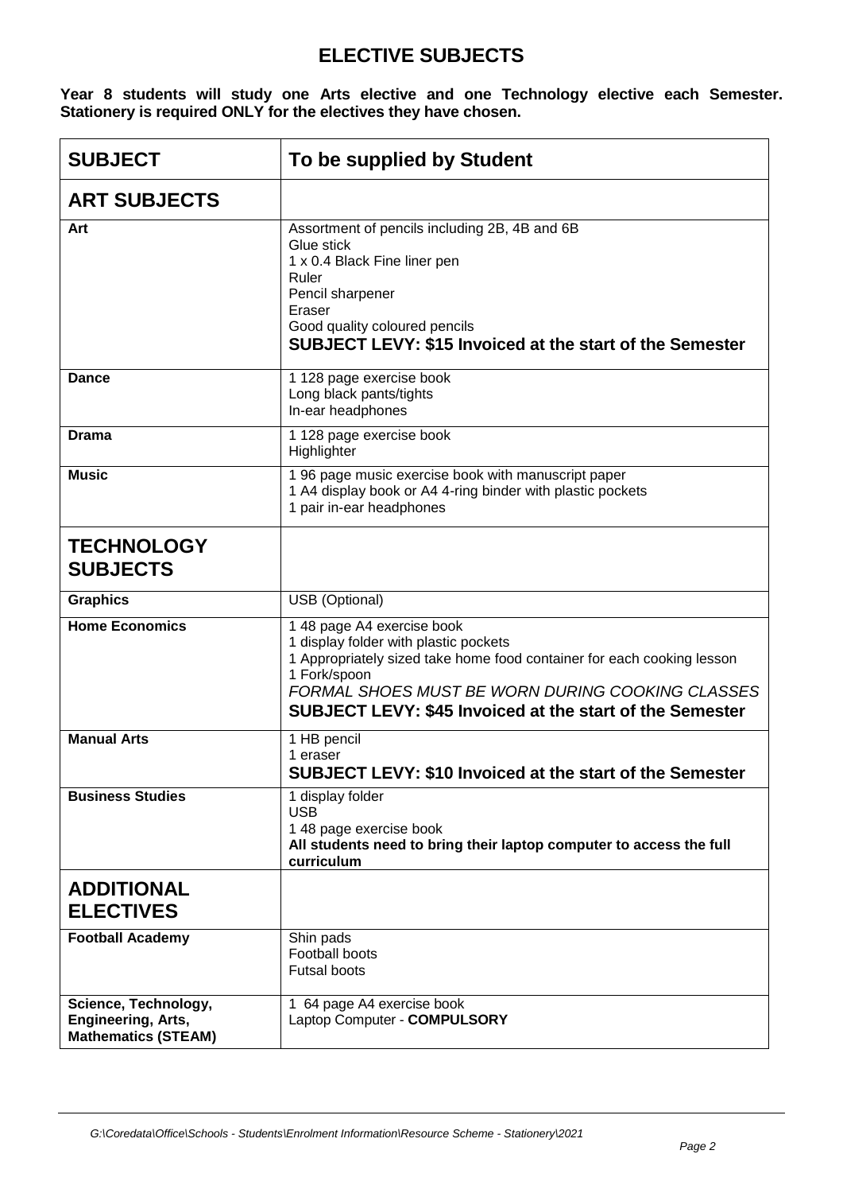# ELECTIVE SUBJECTS

**Year 8 students will study one Arts elective and one Technology elective each Semester. Stationery is required ONLY for the electives they have chosen.**

| SUBJECT | To be supplied by Student |
|---|---|
| **ART SUBJECTS** | |
| **Art** | Assortment of pencils including 2B, 4B and 6B<br>Glue stick<br>1 x 0.4 Black Fine liner pen<br>Ruler<br>Pencil sharpener<br>Eraser<br>Good quality coloured pencils<br>**SUBJECT LEVY: $15 Invoiced at the start of the Semester** |
| **Dance** | 1 128 page exercise book<br>Long black pants/tights<br>In-ear headphones |
| **Drama** | 1 128 page exercise book<br>Highlighter |
| **Music** | 1 96 page music exercise book with manuscript paper<br>1 A4 display book or A4 4-ring binder with plastic pockets<br>1 pair in-ear headphones |
| **TECHNOLOGY SUBJECTS** | |
| **Graphics** | USB (Optional) |
| **Home Economics** | 1 48 page A4 exercise book<br>1 display folder with plastic pockets<br>1 Appropriately sized take home food container for each cooking lesson<br>1 Fork/spoon<br>*FORMAL SHOES MUST BE WORN DURING COOKING CLASSES*<br>**SUBJECT LEVY: $45 Invoiced at the start of the Semester** |
| **Manual Arts** | 1 HB pencil<br>1 eraser<br>**SUBJECT LEVY: $10 Invoiced at the start of the Semester** |
| **Business Studies** | 1 display folder<br>USB<br>1 48 page exercise book<br>**All students need to bring their laptop computer to access the full curriculum** |
| **ADDITIONAL ELECTIVES** | |
| **Football Academy** | Shin pads<br>Football boots<br>Futsal boots |
| **Science, Technology, Engineering, Arts, Mathematics (STEAM)** | 1 64 page A4 exercise book<br>Laptop Computer - **COMPULSORY** |

*G:\Coredata\Office\Schools - Students\Enrolment Information\Resource Scheme - Stationery\2021*